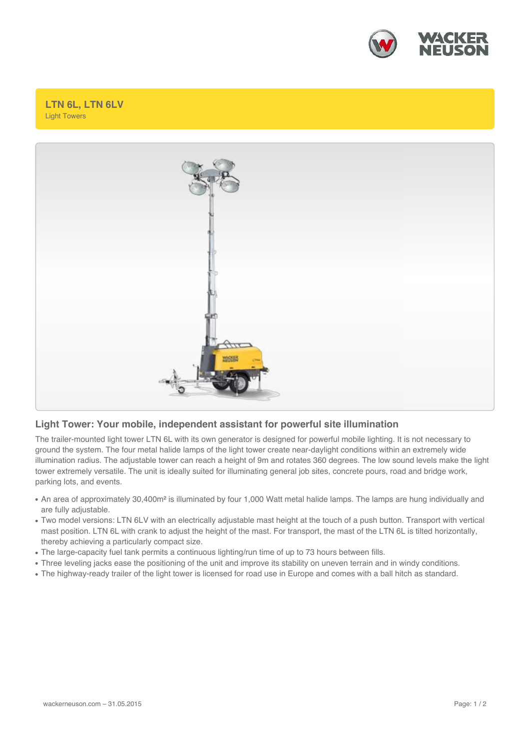# LTN 6L, LTN 6LV

Light Towers

## Light Tower: Your mobile, independent assistant for powerful site illumination

The trailer-mounted light tower LTN 6L with its own generator is designed for powerful mobile lighting. It is not necessary to ground the system. The four metal halide lamps of the light tower create near-daylight conditions within an extremely wide illumination radius. The adjustable tower can reach a height of 9m and rotates 360 degrees. The low sound levels make the light tower extremely versatile. The unit is ideally suited for illuminating general job sites, concrete pours, road and bridge work, parking lots, and events.

- An area of approximately 30,400m² is illuminated by four 1,000 Watt metal halide lamps. The lamps are hung individually and are fully adjustable.
- Two model versions: LTN 6LV with an electrically adjustable mast height at the touch of a push button. Transport with vertical mast position. LTN 6L with crank to adjust the height of the mast. For transport, the mast of the LTN 6L is tilted horizontally, thereby achieving a particularly compact size.
- The large-capacity fuel tank permits a continuous lighting/run time of up to 73 hours between fills.
- Three leveling jacks ease the positioning of the unit and improve its stability on uneven terrain and in windy conditions.
- The highway-ready trailer of the light tower is licensed for road use in Europe and comes with a ball hitch as standard.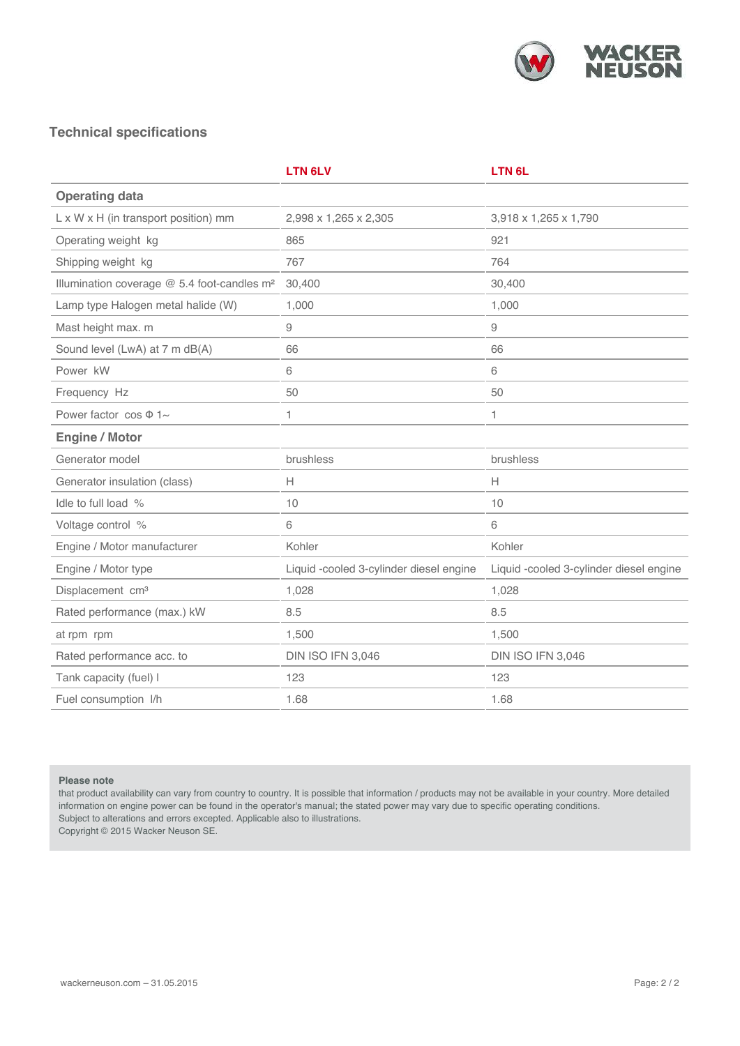## Technical specifications

| | LTN 6LV | LTN 6L |
|---|---|---|
| **Operating data** | | |
| L x W x H (in transport position) mm | 2,998 x 1,265 x 2,305 | 3,918 x 1,265 x 1,790 |
| Operating weight kg | 865 | 921 |
| Shipping weight kg | 767 | 764 |
| Illumination coverage @ 5.4 foot-candles m² | 30,400 | 30,400 |
| Lamp type Halogen metal halide (W) | 1,000 | 1,000 |
| Mast height max. m | 9 | 9 |
| Sound level (LwA) at 7 m dB(A) | 66 | 66 |
| Power kW | 6 | 6 |
| Frequency Hz | 50 | 50 |
| Power factor cos Φ 1~ | 1 | 1 |
| **Engine / Motor** | | |
| Generator model | brushless | brushless |
| Generator insulation (class) | H | H |
| Idle to full load % | 10 | 10 |
| Voltage control % | 6 | 6 |
| Engine / Motor manufacturer | Kohler | Kohler |
| Engine / Motor type | Liquid -cooled 3-cylinder diesel engine | Liquid -cooled 3-cylinder diesel engine |
| Displacement cm³ | 1,028 | 1,028 |
| Rated performance (max.) kW | 8.5 | 8.5 |
| at rpm rpm | 1,500 | 1,500 |
| Rated performance acc. to | DIN ISO IFN 3,046 | DIN ISO IFN 3,046 |
| Tank capacity (fuel) l | 123 | 123 |
| Fuel consumption l/h | 1.68 | 1.68 |

**Please note**
that product availability can vary from country to country. It is possible that information / products may not be available in your country. More detailed information on engine power can be found in the operator's manual; the stated power may vary due to specific operating conditions.
Subject to alterations and errors excepted. Applicable also to illustrations.
Copyright © 2015 Wacker Neuson SE.